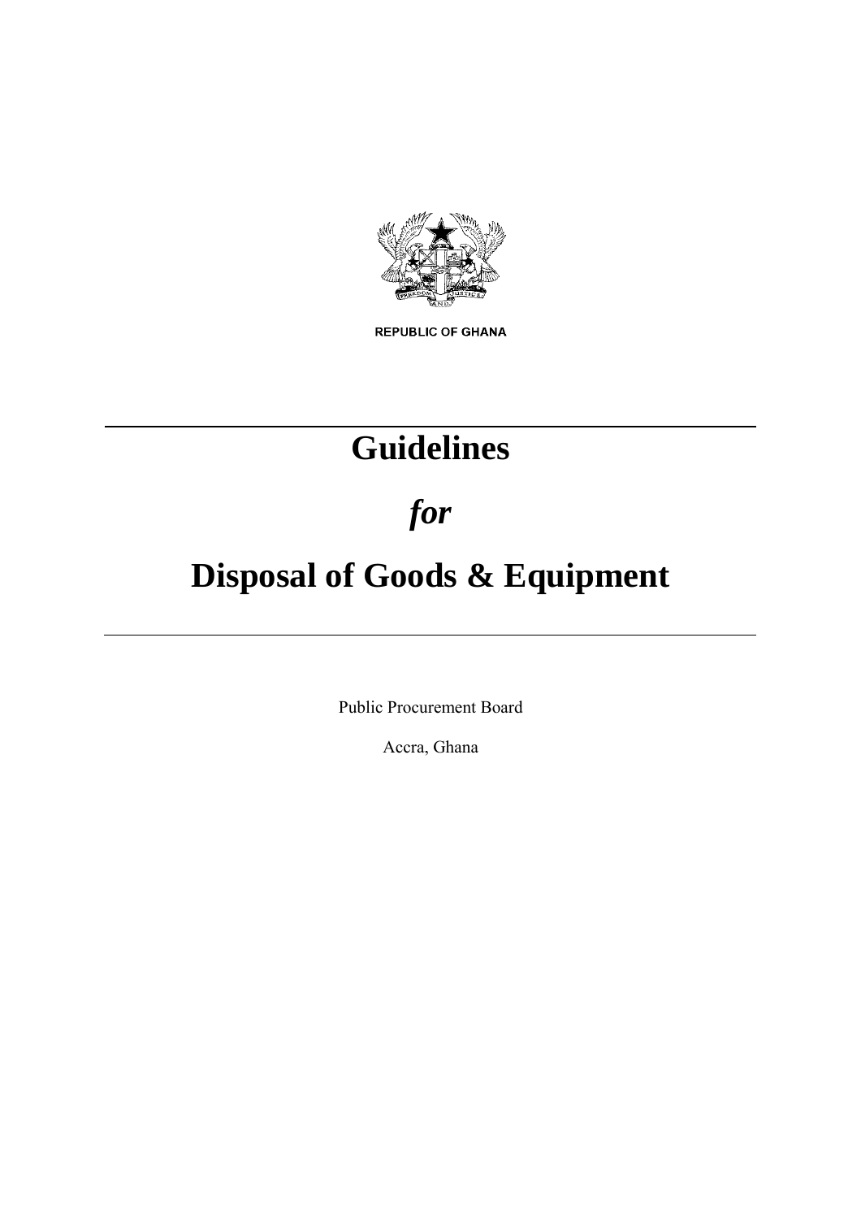REPUBLIC OF GHANA

---

# Guidelines

# *for*

# Disposal of Goods & Equipment

---

Public Procurement Board

Accra, Ghana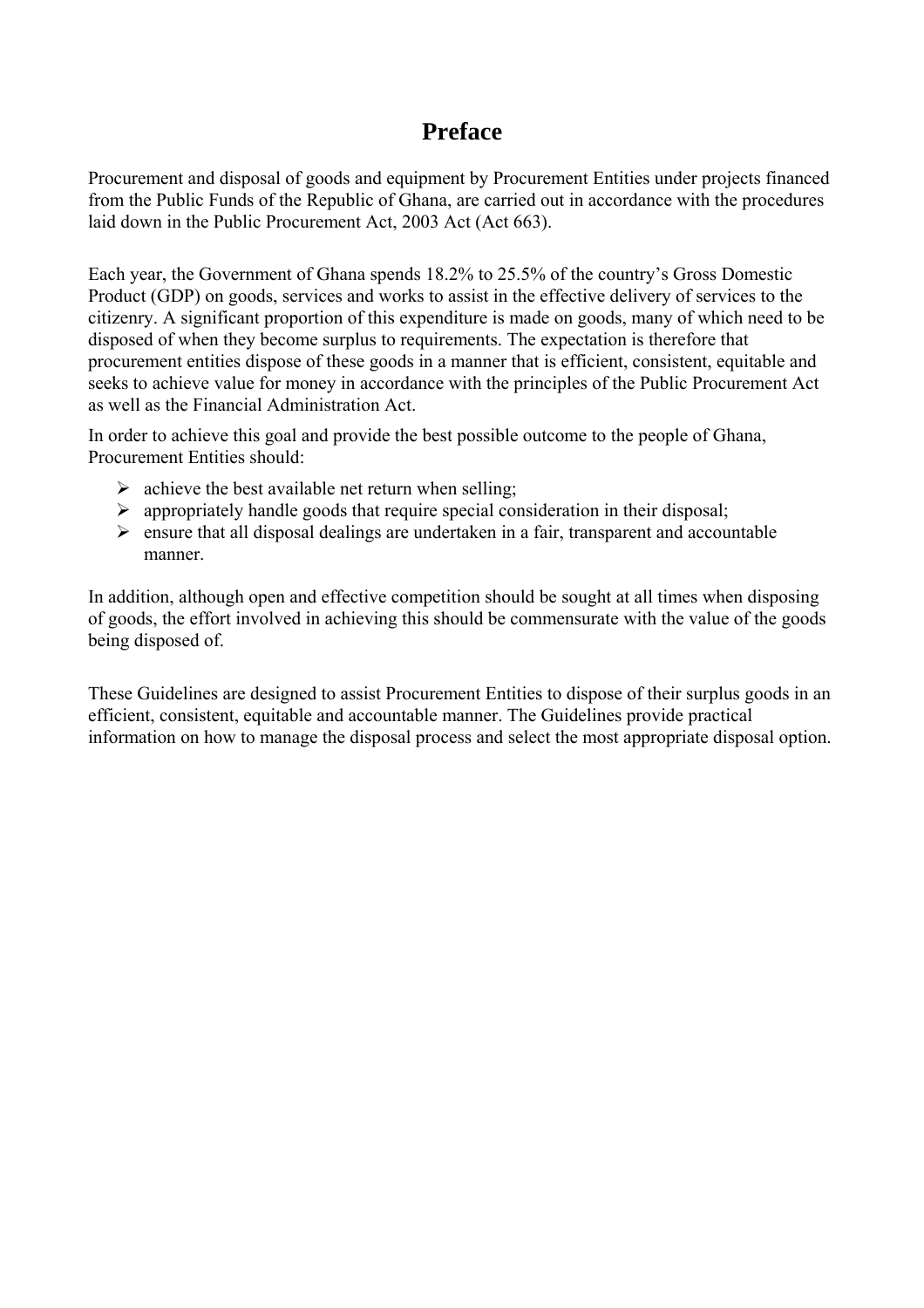# Preface

Procurement and disposal of goods and equipment by Procurement Entities under projects financed from the Public Funds of the Republic of Ghana, are carried out in accordance with the procedures laid down in the Public Procurement Act, 2003 Act (Act 663).

Each year, the Government of Ghana spends 18.2% to 25.5% of the country's Gross Domestic Product (GDP) on goods, services and works to assist in the effective delivery of services to the citizenry. A significant proportion of this expenditure is made on goods, many of which need to be disposed of when they become surplus to requirements. The expectation is therefore that procurement entities dispose of these goods in a manner that is efficient, consistent, equitable and seeks to achieve value for money in accordance with the principles of the Public Procurement Act as well as the Financial Administration Act.

In order to achieve this goal and provide the best possible outcome to the people of Ghana, Procurement Entities should:

- achieve the best available net return when selling;
- appropriately handle goods that require special consideration in their disposal;
- ensure that all disposal dealings are undertaken in a fair, transparent and accountable manner.

In addition, although open and effective competition should be sought at all times when disposing of goods, the effort involved in achieving this should be commensurate with the value of the goods being disposed of.

These Guidelines are designed to assist Procurement Entities to dispose of their surplus goods in an efficient, consistent, equitable and accountable manner. The Guidelines provide practical information on how to manage the disposal process and select the most appropriate disposal option.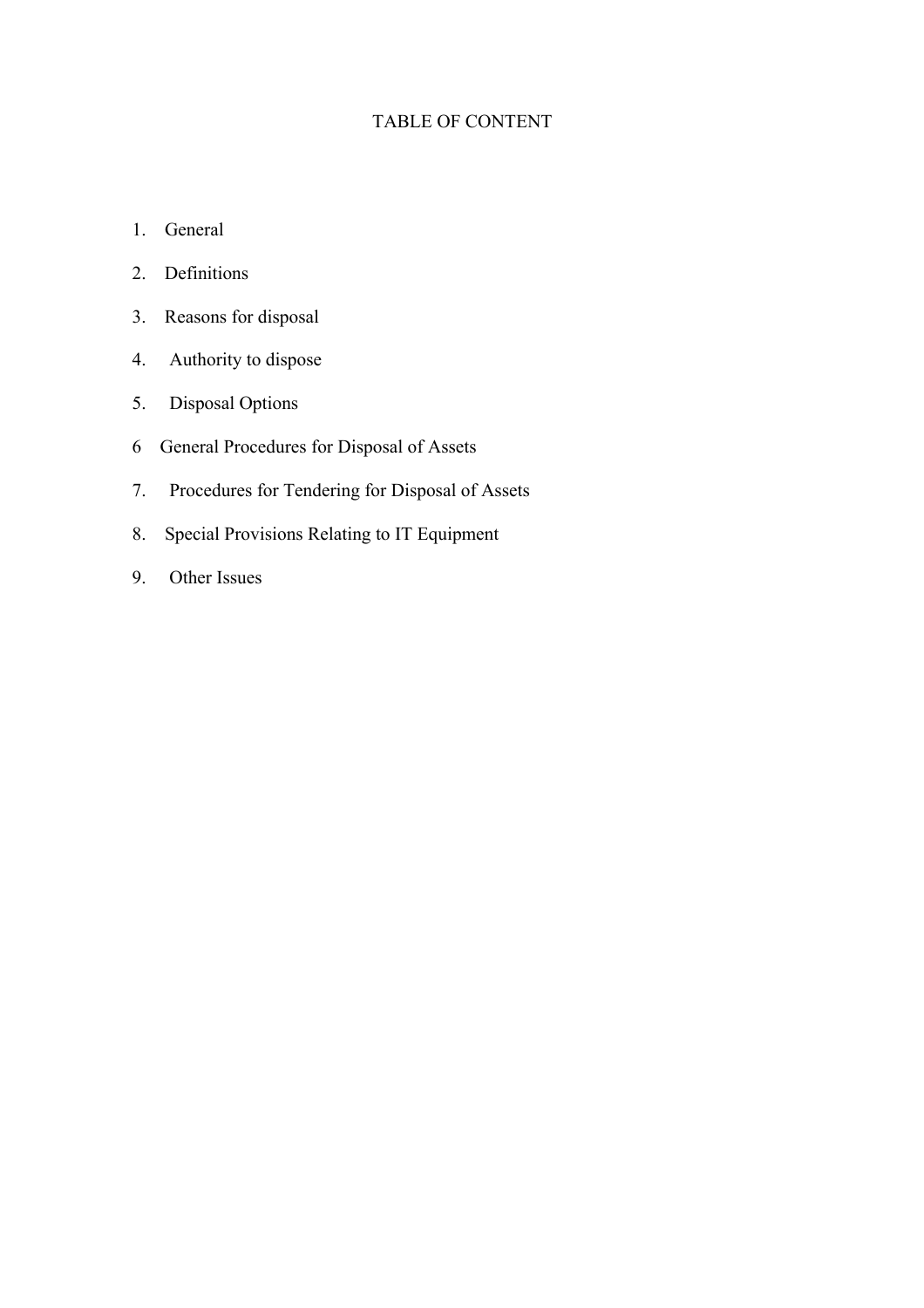# TABLE OF CONTENT

1. General
2. Definitions
3. Reasons for disposal
4. Authority to dispose
5. Disposal Options
6. General Procedures for Disposal of Assets
7. Procedures for Tendering for Disposal of Assets
8. Special Provisions Relating to IT Equipment
9. Other Issues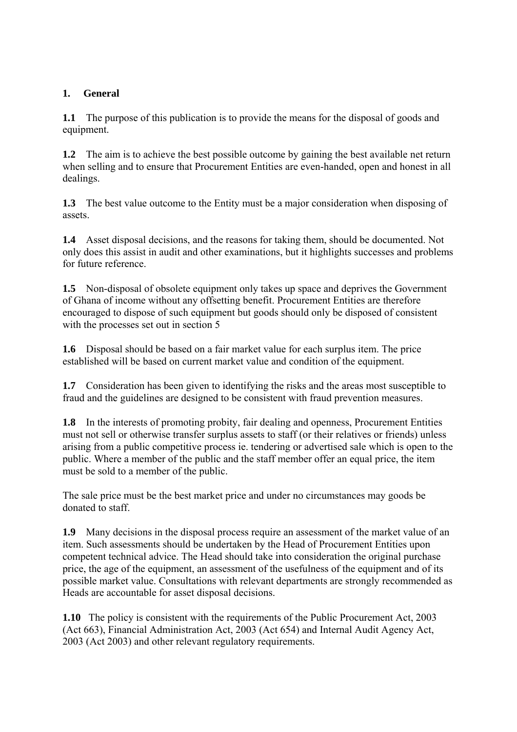## 1. General

**1.1** The purpose of this publication is to provide the means for the disposal of goods and equipment.

**1.2** The aim is to achieve the best possible outcome by gaining the best available net return when selling and to ensure that Procurement Entities are even-handed, open and honest in all dealings.

**1.3** The best value outcome to the Entity must be a major consideration when disposing of assets.

**1.4** Asset disposal decisions, and the reasons for taking them, should be documented. Not only does this assist in audit and other examinations, but it highlights successes and problems for future reference.

**1.5** Non-disposal of obsolete equipment only takes up space and deprives the Government of Ghana of income without any offsetting benefit. Procurement Entities are therefore encouraged to dispose of such equipment but goods should only be disposed of consistent with the processes set out in section 5

**1.6** Disposal should be based on a fair market value for each surplus item. The price established will be based on current market value and condition of the equipment.

**1.7** Consideration has been given to identifying the risks and the areas most susceptible to fraud and the guidelines are designed to be consistent with fraud prevention measures.

**1.8** In the interests of promoting probity, fair dealing and openness, Procurement Entities must not sell or otherwise transfer surplus assets to staff (or their relatives or friends) unless arising from a public competitive process ie. tendering or advertised sale which is open to the public. Where a member of the public and the staff member offer an equal price, the item must be sold to a member of the public.

The sale price must be the best market price and under no circumstances may goods be donated to staff.

**1.9** Many decisions in the disposal process require an assessment of the market value of an item. Such assessments should be undertaken by the Head of Procurement Entities upon competent technical advice. The Head should take into consideration the original purchase price, the age of the equipment, an assessment of the usefulness of the equipment and of its possible market value. Consultations with relevant departments are strongly recommended as Heads are accountable for asset disposal decisions.

**1.10** The policy is consistent with the requirements of the Public Procurement Act, 2003 (Act 663), Financial Administration Act, 2003 (Act 654) and Internal Audit Agency Act, 2003 (Act 2003) and other relevant regulatory requirements.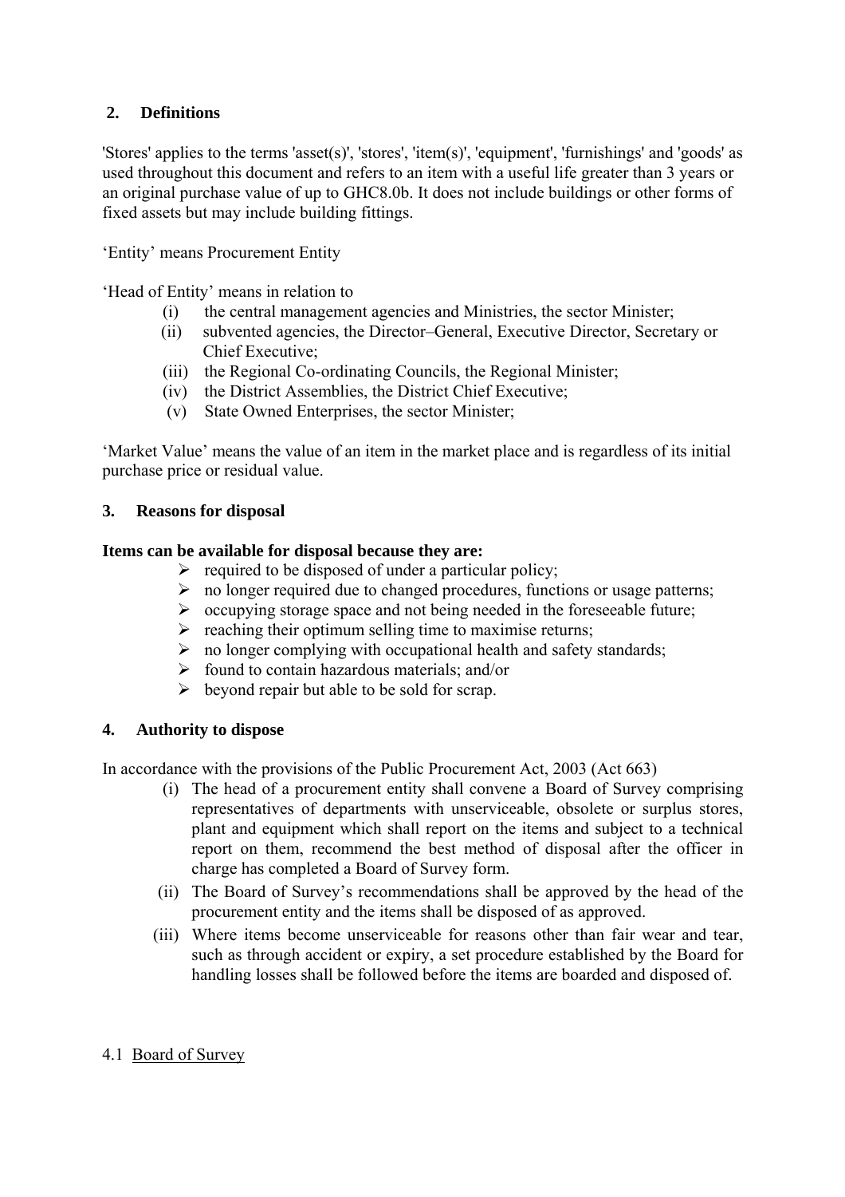## 2. Definitions

'Stores' applies to the terms 'asset(s)', 'stores', 'item(s)', 'equipment', 'furnishings' and 'goods' as used throughout this document and refers to an item with a useful life greater than 3 years or an original purchase value of up to GHC8.0b. It does not include buildings or other forms of fixed assets but may include building fittings.

'Entity' means Procurement Entity

'Head of Entity' means in relation to

- (i) the central management agencies and Ministries, the sector Minister;
- (ii) subvented agencies, the Director–General, Executive Director, Secretary or Chief Executive;
- (iii) the Regional Co-ordinating Councils, the Regional Minister;
- (iv) the District Assemblies, the District Chief Executive;
- (v) State Owned Enterprises, the sector Minister;

'Market Value' means the value of an item in the market place and is regardless of its initial purchase price or residual value.

## 3. Reasons for disposal

**Items can be available for disposal because they are:**

- required to be disposed of under a particular policy;
- no longer required due to changed procedures, functions or usage patterns;
- occupying storage space and not being needed in the foreseeable future;
- reaching their optimum selling time to maximise returns;
- no longer complying with occupational health and safety standards;
- found to contain hazardous materials; and/or
- beyond repair but able to be sold for scrap.

## 4. Authority to dispose

In accordance with the provisions of the Public Procurement Act, 2003 (Act 663)

- (i) The head of a procurement entity shall convene a Board of Survey comprising representatives of departments with unserviceable, obsolete or surplus stores, plant and equipment which shall report on the items and subject to a technical report on them, recommend the best method of disposal after the officer in charge has completed a Board of Survey form.
- (ii) The Board of Survey's recommendations shall be approved by the head of the procurement entity and the items shall be disposed of as approved.
- (iii) Where items become unserviceable for reasons other than fair wear and tear, such as through accident or expiry, a set procedure established by the Board for handling losses shall be followed before the items are boarded and disposed of.

### 4.1 Board of Survey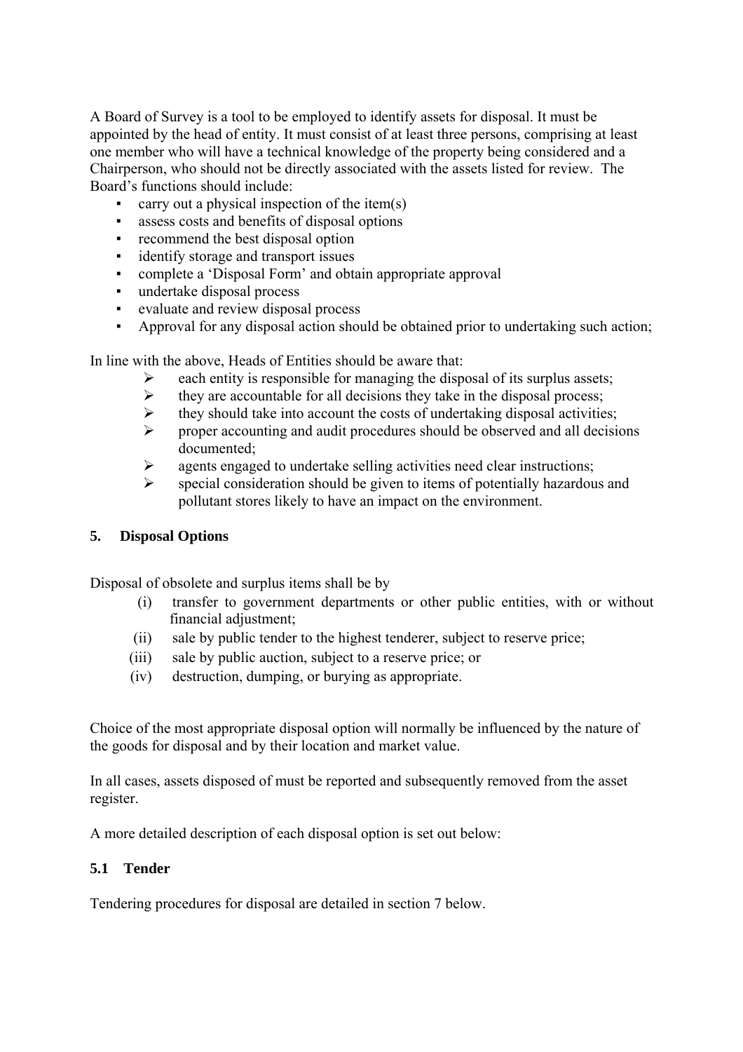A Board of Survey is a tool to be employed to identify assets for disposal. It must be appointed by the head of entity. It must consist of at least three persons, comprising at least one member who will have a technical knowledge of the property being considered and a Chairperson, who should not be directly associated with the assets listed for review. The Board's functions should include:

- carry out a physical inspection of the item(s)
- assess costs and benefits of disposal options
- recommend the best disposal option
- identify storage and transport issues
- complete a 'Disposal Form' and obtain appropriate approval
- undertake disposal process
- evaluate and review disposal process
- Approval for any disposal action should be obtained prior to undertaking such action;

In line with the above, Heads of Entities should be aware that:

- each entity is responsible for managing the disposal of its surplus assets;
- they are accountable for all decisions they take in the disposal process;
- they should take into account the costs of undertaking disposal activities;
- proper accounting and audit procedures should be observed and all decisions documented;
- agents engaged to undertake selling activities need clear instructions;
- special consideration should be given to items of potentially hazardous and pollutant stores likely to have an impact on the environment.

## 5. Disposal Options

Disposal of obsolete and surplus items shall be by

(i) transfer to government departments or other public entities, with or without financial adjustment;
(ii) sale by public tender to the highest tenderer, subject to reserve price;
(iii) sale by public auction, subject to a reserve price; or
(iv) destruction, dumping, or burying as appropriate.

Choice of the most appropriate disposal option will normally be influenced by the nature of the goods for disposal and by their location and market value.

In all cases, assets disposed of must be reported and subsequently removed from the asset register.

A more detailed description of each disposal option is set out below:

### 5.1 Tender

Tendering procedures for disposal are detailed in section 7 below.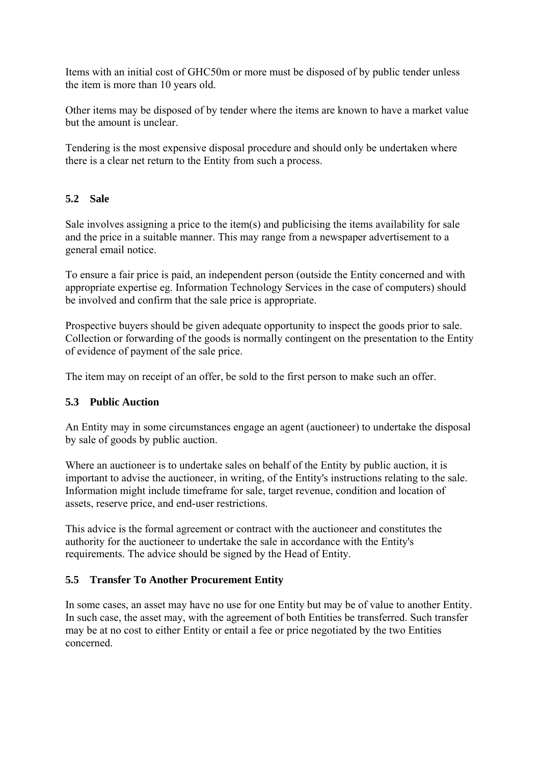Items with an initial cost of GHC50m or more must be disposed of by public tender unless the item is more than 10 years old.

Other items may be disposed of by tender where the items are known to have a market value but the amount is unclear.

Tendering is the most expensive disposal procedure and should only be undertaken where there is a clear net return to the Entity from such a process.

### 5.2 Sale

Sale involves assigning a price to the item(s) and publicising the items availability for sale and the price in a suitable manner. This may range from a newspaper advertisement to a general email notice.

To ensure a fair price is paid, an independent person (outside the Entity concerned and with appropriate expertise eg. Information Technology Services in the case of computers) should be involved and confirm that the sale price is appropriate.

Prospective buyers should be given adequate opportunity to inspect the goods prior to sale. Collection or forwarding of the goods is normally contingent on the presentation to the Entity of evidence of payment of the sale price.

The item may on receipt of an offer, be sold to the first person to make such an offer.

### 5.3 Public Auction

An Entity may in some circumstances engage an agent (auctioneer) to undertake the disposal by sale of goods by public auction.

Where an auctioneer is to undertake sales on behalf of the Entity by public auction, it is important to advise the auctioneer, in writing, of the Entity's instructions relating to the sale. Information might include timeframe for sale, target revenue, condition and location of assets, reserve price, and end-user restrictions.

This advice is the formal agreement or contract with the auctioneer and constitutes the authority for the auctioneer to undertake the sale in accordance with the Entity's requirements. The advice should be signed by the Head of Entity.

### 5.5 Transfer To Another Procurement Entity

In some cases, an asset may have no use for one Entity but may be of value to another Entity. In such case, the asset may, with the agreement of both Entities be transferred. Such transfer may be at no cost to either Entity or entail a fee or price negotiated by the two Entities concerned.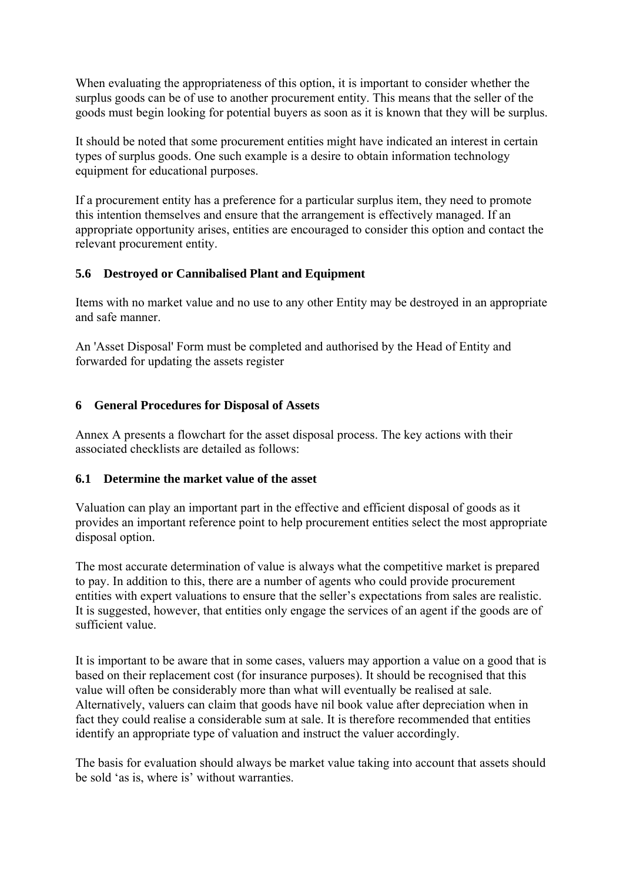When evaluating the appropriateness of this option, it is important to consider whether the surplus goods can be of use to another procurement entity. This means that the seller of the goods must begin looking for potential buyers as soon as it is known that they will be surplus.

It should be noted that some procurement entities might have indicated an interest in certain types of surplus goods. One such example is a desire to obtain information technology equipment for educational purposes.

If a procurement entity has a preference for a particular surplus item, they need to promote this intention themselves and ensure that the arrangement is effectively managed. If an appropriate opportunity arises, entities are encouraged to consider this option and contact the relevant procurement entity.

### 5.6 Destroyed or Cannibalised Plant and Equipment

Items with no market value and no use to any other Entity may be destroyed in an appropriate and safe manner.

An 'Asset Disposal' Form must be completed and authorised by the Head of Entity and forwarded for updating the assets register

## 6 General Procedures for Disposal of Assets

Annex A presents a flowchart for the asset disposal process. The key actions with their associated checklists are detailed as follows:

### 6.1 Determine the market value of the asset

Valuation can play an important part in the effective and efficient disposal of goods as it provides an important reference point to help procurement entities select the most appropriate disposal option.

The most accurate determination of value is always what the competitive market is prepared to pay. In addition to this, there are a number of agents who could provide procurement entities with expert valuations to ensure that the seller's expectations from sales are realistic. It is suggested, however, that entities only engage the services of an agent if the goods are of sufficient value.

It is important to be aware that in some cases, valuers may apportion a value on a good that is based on their replacement cost (for insurance purposes). It should be recognised that this value will often be considerably more than what will eventually be realised at sale. Alternatively, valuers can claim that goods have nil book value after depreciation when in fact they could realise a considerable sum at sale. It is therefore recommended that entities identify an appropriate type of valuation and instruct the valuer accordingly.

The basis for evaluation should always be market value taking into account that assets should be sold 'as is, where is' without warranties.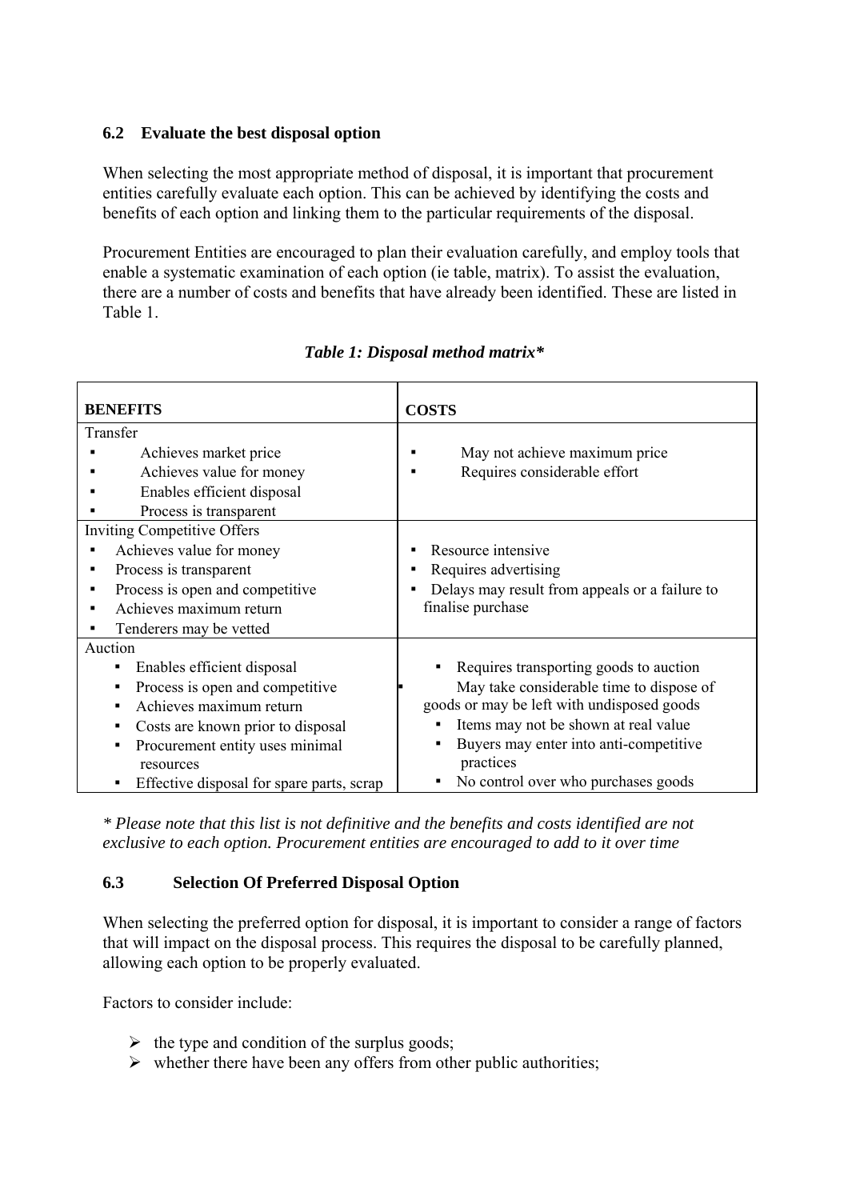### 6.2 Evaluate the best disposal option

When selecting the most appropriate method of disposal, it is important that procurement entities carefully evaluate each option. This can be achieved by identifying the costs and benefits of each option and linking them to the particular requirements of the disposal.

Procurement Entities are encouraged to plan their evaluation carefully, and employ tools that enable a systematic examination of each option (ie table, matrix). To assist the evaluation, there are a number of costs and benefits that have already been identified. These are listed in Table 1.

*Table 1: Disposal method matrix**

| BENEFITS | COSTS |
|---|---|
| Transfer<br>▪ Achieves market price<br>▪ Achieves value for money<br>▪ Enables efficient disposal<br>▪ Process is transparent | ▪ May not achieve maximum price<br>▪ Requires considerable effort |
| Inviting Competitive Offers<br>▪ Achieves value for money<br>▪ Process is transparent<br>▪ Process is open and competitive<br>▪ Achieves maximum return<br>▪ Tenderers may be vetted | ▪ Resource intensive<br>▪ Requires advertising<br>▪ Delays may result from appeals or a failure to finalise purchase |
| Auction<br>▪ Enables efficient disposal<br>▪ Process is open and competitive<br>▪ Achieves maximum return<br>▪ Costs are known prior to disposal<br>▪ Procurement entity uses minimal resources<br>▪ Effective disposal for spare parts, scrap | ▪ Requires transporting goods to auction<br>▪ May take considerable time to dispose of goods or may be left with undisposed goods<br>▪ Items may not be shown at real value<br>▪ Buyers may enter into anti-competitive practices<br>▪ No control over who purchases goods |

*\* Please note that this list is not definitive and the benefits and costs identified are not exclusive to each option. Procurement entities are encouraged to add to it over time*

### 6.3 Selection Of Preferred Disposal Option

When selecting the preferred option for disposal, it is important to consider a range of factors that will impact on the disposal process. This requires the disposal to be carefully planned, allowing each option to be properly evaluated.

Factors to consider include:

- the type and condition of the surplus goods;
- whether there have been any offers from other public authorities;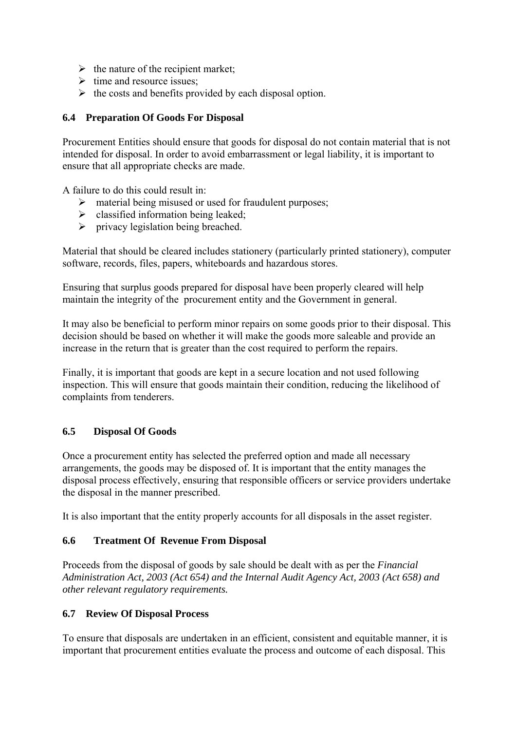- the nature of the recipient market;
- time and resource issues;
- the costs and benefits provided by each disposal option.

### 6.4 Preparation Of Goods For Disposal

Procurement Entities should ensure that goods for disposal do not contain material that is not intended for disposal. In order to avoid embarrassment or legal liability, it is important to ensure that all appropriate checks are made.

A failure to do this could result in:

- material being misused or used for fraudulent purposes;
- classified information being leaked;
- privacy legislation being breached.

Material that should be cleared includes stationery (particularly printed stationery), computer software, records, files, papers, whiteboards and hazardous stores.

Ensuring that surplus goods prepared for disposal have been properly cleared will help maintain the integrity of the procurement entity and the Government in general.

It may also be beneficial to perform minor repairs on some goods prior to their disposal. This decision should be based on whether it will make the goods more saleable and provide an increase in the return that is greater than the cost required to perform the repairs.

Finally, it is important that goods are kept in a secure location and not used following inspection. This will ensure that goods maintain their condition, reducing the likelihood of complaints from tenderers.

### 6.5 Disposal Of Goods

Once a procurement entity has selected the preferred option and made all necessary arrangements, the goods may be disposed of. It is important that the entity manages the disposal process effectively, ensuring that responsible officers or service providers undertake the disposal in the manner prescribed.

It is also important that the entity properly accounts for all disposals in the asset register.

### 6.6 Treatment Of Revenue From Disposal

Proceeds from the disposal of goods by sale should be dealt with as per the *Financial Administration Act, 2003 (Act 654) and the Internal Audit Agency Act, 2003 (Act 658) and other relevant regulatory requirements.*

### 6.7 Review Of Disposal Process

To ensure that disposals are undertaken in an efficient, consistent and equitable manner, it is important that procurement entities evaluate the process and outcome of each disposal. This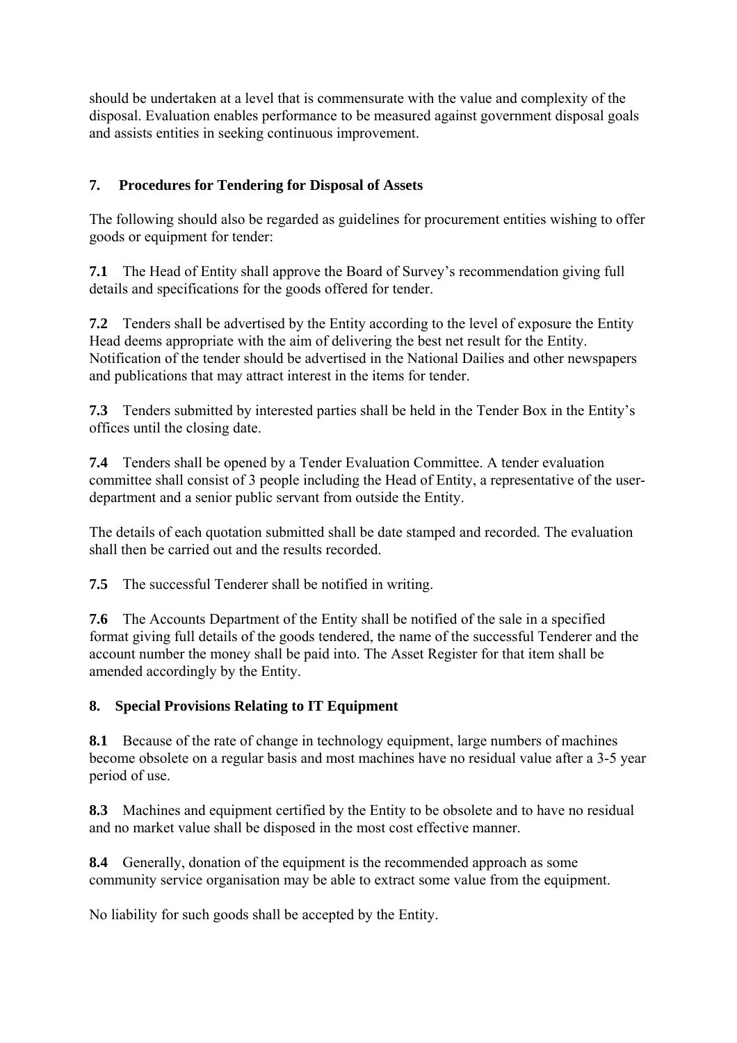should be undertaken at a level that is commensurate with the value and complexity of the disposal. Evaluation enables performance to be measured against government disposal goals and assists entities in seeking continuous improvement.

## 7. Procedures for Tendering for Disposal of Assets

The following should also be regarded as guidelines for procurement entities wishing to offer goods or equipment for tender:

**7.1** The Head of Entity shall approve the Board of Survey's recommendation giving full details and specifications for the goods offered for tender.

**7.2** Tenders shall be advertised by the Entity according to the level of exposure the Entity Head deems appropriate with the aim of delivering the best net result for the Entity. Notification of the tender should be advertised in the National Dailies and other newspapers and publications that may attract interest in the items for tender.

**7.3** Tenders submitted by interested parties shall be held in the Tender Box in the Entity's offices until the closing date.

**7.4** Tenders shall be opened by a Tender Evaluation Committee. A tender evaluation committee shall consist of 3 people including the Head of Entity, a representative of the user-department and a senior public servant from outside the Entity.

The details of each quotation submitted shall be date stamped and recorded. The evaluation shall then be carried out and the results recorded.

**7.5** The successful Tenderer shall be notified in writing.

**7.6** The Accounts Department of the Entity shall be notified of the sale in a specified format giving full details of the goods tendered, the name of the successful Tenderer and the account number the money shall be paid into. The Asset Register for that item shall be amended accordingly by the Entity.

## 8. Special Provisions Relating to IT Equipment

**8.1** Because of the rate of change in technology equipment, large numbers of machines become obsolete on a regular basis and most machines have no residual value after a 3-5 year period of use.

**8.3** Machines and equipment certified by the Entity to be obsolete and to have no residual and no market value shall be disposed in the most cost effective manner.

**8.4** Generally, donation of the equipment is the recommended approach as some community service organisation may be able to extract some value from the equipment.

No liability for such goods shall be accepted by the Entity.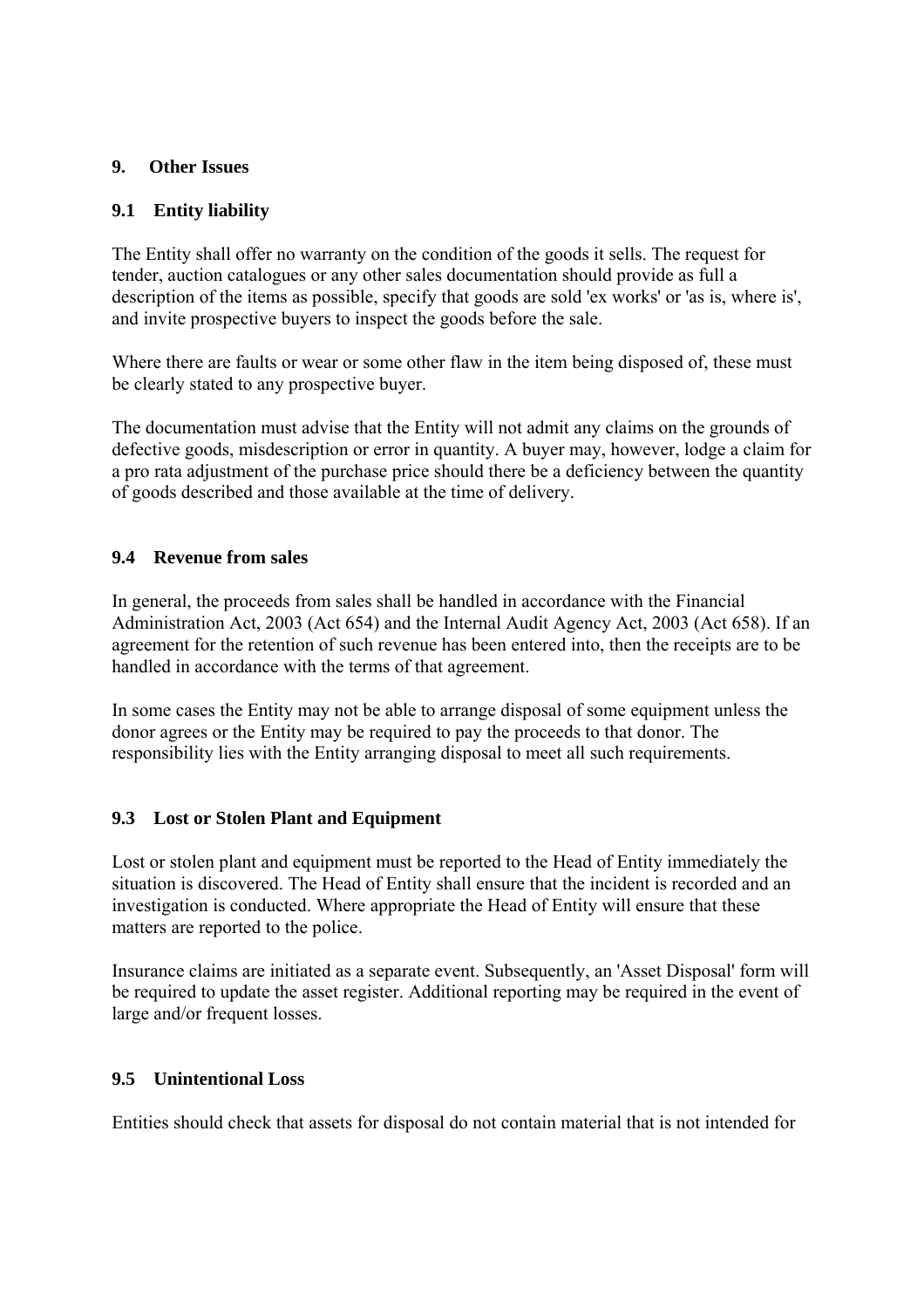## 9. Other Issues

### 9.1 Entity liability

The Entity shall offer no warranty on the condition of the goods it sells. The request for tender, auction catalogues or any other sales documentation should provide as full a description of the items as possible, specify that goods are sold 'ex works' or 'as is, where is', and invite prospective buyers to inspect the goods before the sale.

Where there are faults or wear or some other flaw in the item being disposed of, these must be clearly stated to any prospective buyer.

The documentation must advise that the Entity will not admit any claims on the grounds of defective goods, misdescription or error in quantity. A buyer may, however, lodge a claim for a pro rata adjustment of the purchase price should there be a deficiency between the quantity of goods described and those available at the time of delivery.

### 9.4 Revenue from sales

In general, the proceeds from sales shall be handled in accordance with the Financial Administration Act, 2003 (Act 654) and the Internal Audit Agency Act, 2003 (Act 658). If an agreement for the retention of such revenue has been entered into, then the receipts are to be handled in accordance with the terms of that agreement.

In some cases the Entity may not be able to arrange disposal of some equipment unless the donor agrees or the Entity may be required to pay the proceeds to that donor. The responsibility lies with the Entity arranging disposal to meet all such requirements.

### 9.3 Lost or Stolen Plant and Equipment

Lost or stolen plant and equipment must be reported to the Head of Entity immediately the situation is discovered. The Head of Entity shall ensure that the incident is recorded and an investigation is conducted. Where appropriate the Head of Entity will ensure that these matters are reported to the police.

Insurance claims are initiated as a separate event. Subsequently, an 'Asset Disposal' form will be required to update the asset register. Additional reporting may be required in the event of large and/or frequent losses.

### 9.5 Unintentional Loss

Entities should check that assets for disposal do not contain material that is not intended for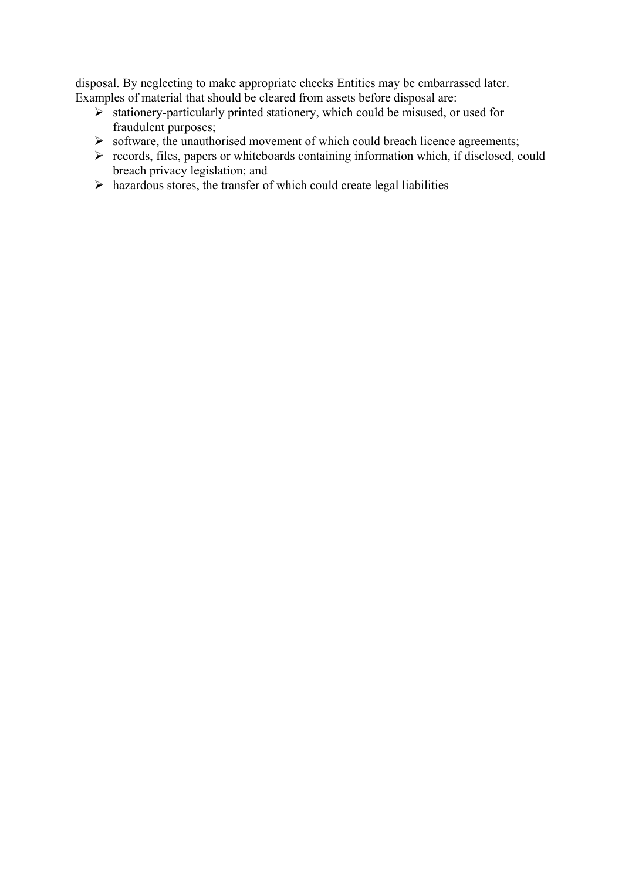disposal. By neglecting to make appropriate checks Entities may be embarrassed later. Examples of material that should be cleared from assets before disposal are:

- stationery-particularly printed stationery, which could be misused, or used for fraudulent purposes;
- software, the unauthorised movement of which could breach licence agreements;
- records, files, papers or whiteboards containing information which, if disclosed, could breach privacy legislation; and
- hazardous stores, the transfer of which could create legal liabilities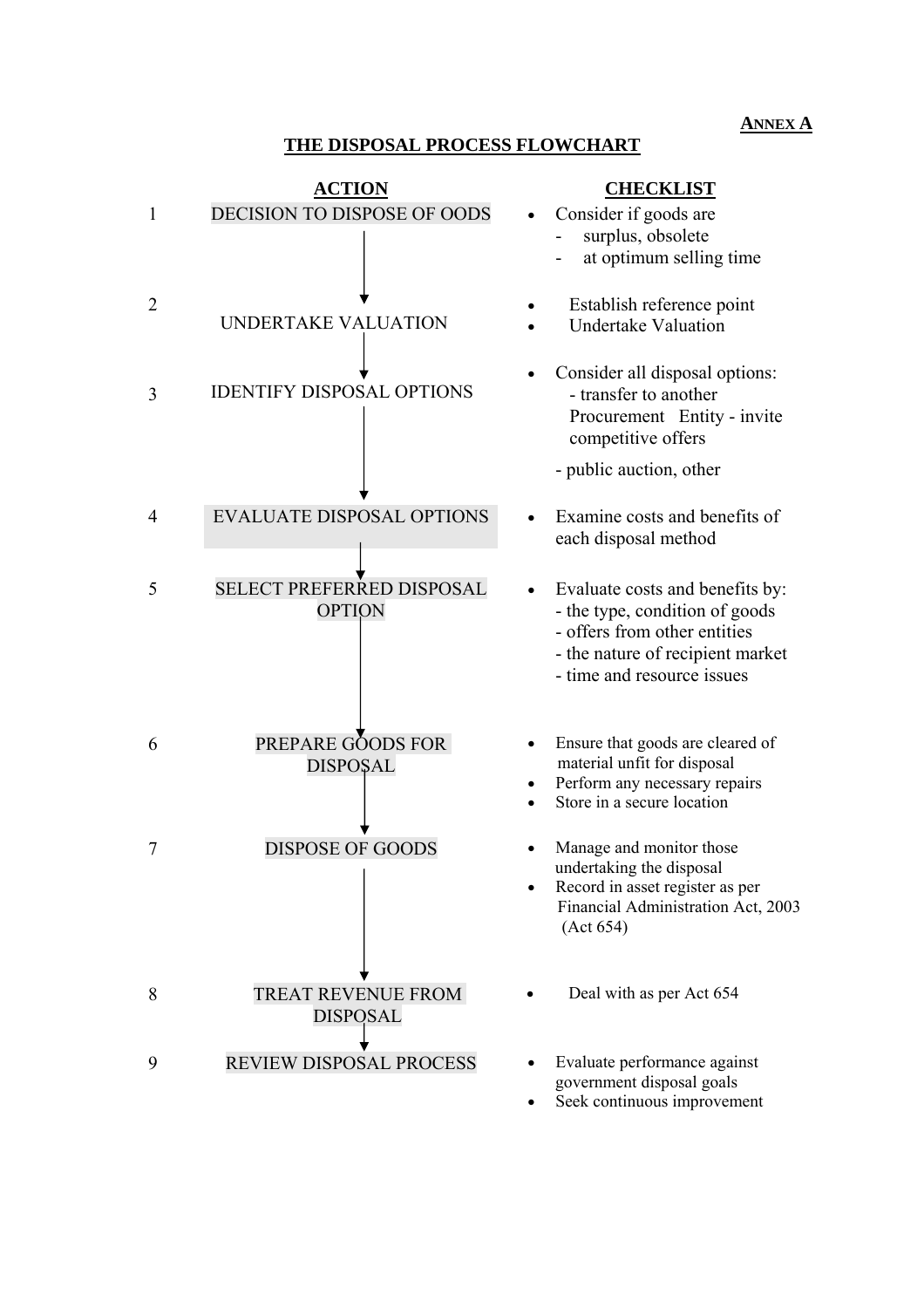**ANNEX A**

# THE DISPOSAL PROCESS FLOWCHART

| | ACTION | CHECKLIST |
|---|---|---|
| 1 | DECISION TO DISPOSE OF OODS | • Consider if goods are<br>- surplus, obsolete<br>- at optimum selling time |
| 2 | UNDERTAKE VALUATION | • Establish reference point<br>• Undertake Valuation |
| 3 | IDENTIFY DISPOSAL OPTIONS | • Consider all disposal options:<br>- transfer to another Procurement Entity - invite competitive offers<br>- public auction, other |
| 4 | EVALUATE DISPOSAL OPTIONS | • Examine costs and benefits of each disposal method |
| 5 | SELECT PREFERRED DISPOSAL OPTION | • Evaluate costs and benefits by:<br>- the type, condition of goods<br>- offers from other entities<br>- the nature of recipient market<br>- time and resource issues |
| 6 | PREPARE GOODS FOR DISPOSAL | • Ensure that goods are cleared of material unfit for disposal<br>• Perform any necessary repairs<br>• Store in a secure location |
| 7 | DISPOSE OF GOODS | • Manage and monitor those undertaking the disposal<br>• Record in asset register as per Financial Administration Act, 2003 (Act 654) |
| 8 | TREAT REVENUE FROM DISPOSAL | • Deal with as per Act 654 |
| 9 | REVIEW DISPOSAL PROCESS | • Evaluate performance against government disposal goals<br>• Seek continuous improvement |